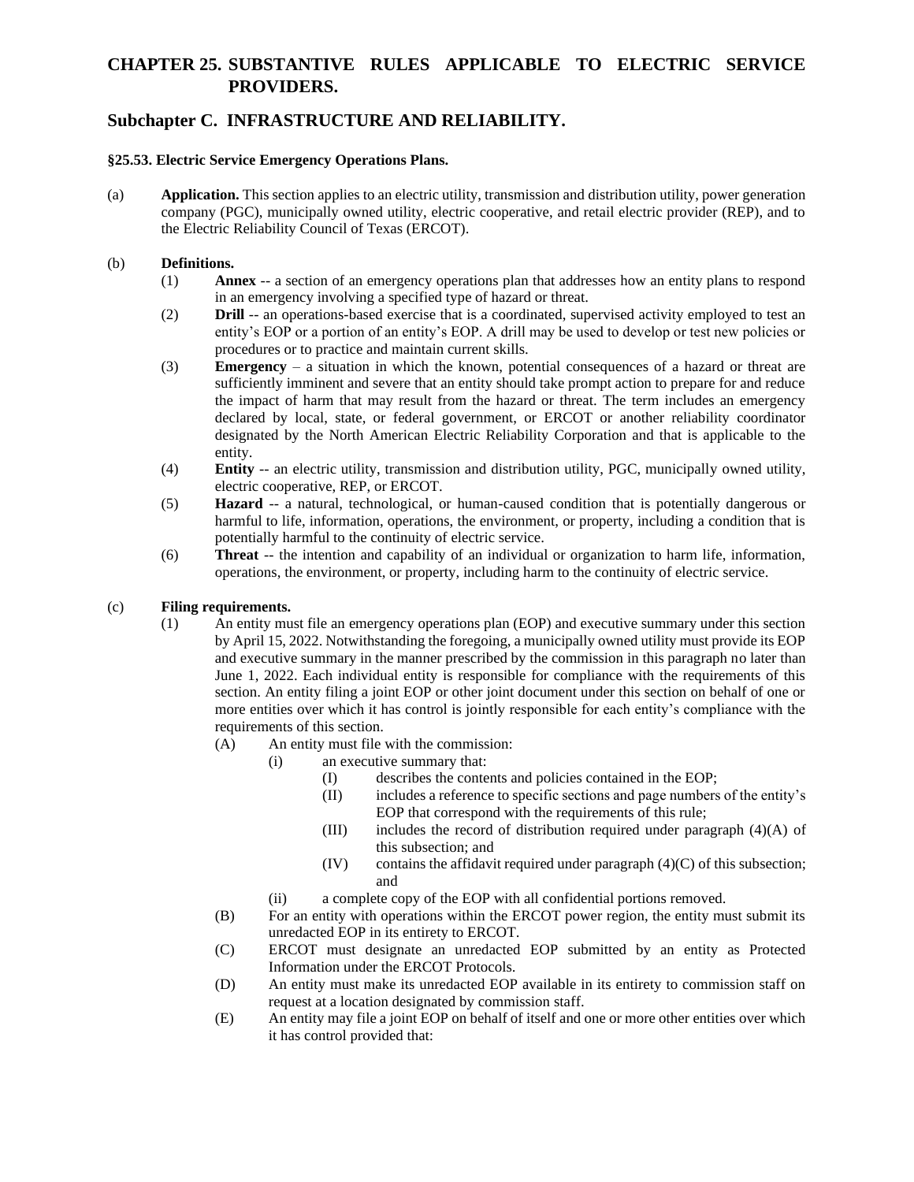# CHAPTER 25. SUBSTANTIVE RULES APPLICABLE TO ELECTRIC SERVICE PROVIDERS.

## Subchapter C. INFRASTRUCTURE AND RELIABILITY.

### §25.53. Electric Service Emergency Operations Plans.

(a) **Application.** This section applies to an electric utility, transmission and distribution utility, power generation company (PGC), municipally owned utility, electric cooperative, and retail electric provider (REP), and to the Electric Reliability Council of Texas (ERCOT).

(b) **Definitions.**

(1) **Annex** -- a section of an emergency operations plan that addresses how an entity plans to respond in an emergency involving a specified type of hazard or threat.

(2) **Drill** -- an operations-based exercise that is a coordinated, supervised activity employed to test an entity's EOP or a portion of an entity's EOP. A drill may be used to develop or test new policies or procedures or to practice and maintain current skills.

(3) **Emergency** – a situation in which the known, potential consequences of a hazard or threat are sufficiently imminent and severe that an entity should take prompt action to prepare for and reduce the impact of harm that may result from the hazard or threat. The term includes an emergency declared by local, state, or federal government, or ERCOT or another reliability coordinator designated by the North American Electric Reliability Corporation and that is applicable to the entity.

(4) **Entity** -- an electric utility, transmission and distribution utility, PGC, municipally owned utility, electric cooperative, REP, or ERCOT.

(5) **Hazard** -- a natural, technological, or human-caused condition that is potentially dangerous or harmful to life, information, operations, the environment, or property, including a condition that is potentially harmful to the continuity of electric service.

(6) **Threat** -- the intention and capability of an individual or organization to harm life, information, operations, the environment, or property, including harm to the continuity of electric service.

(c) **Filing requirements.**

(1) An entity must file an emergency operations plan (EOP) and executive summary under this section by April 15, 2022. Notwithstanding the foregoing, a municipally owned utility must provide its EOP and executive summary in the manner prescribed by the commission in this paragraph no later than June 1, 2022. Each individual entity is responsible for compliance with the requirements of this section. An entity filing a joint EOP or other joint document under this section on behalf of one or more entities over which it has control is jointly responsible for each entity's compliance with the requirements of this section.

(A) An entity must file with the commission:

(i) an executive summary that:

(I) describes the contents and policies contained in the EOP;

(II) includes a reference to specific sections and page numbers of the entity's EOP that correspond with the requirements of this rule;

(III) includes the record of distribution required under paragraph (4)(A) of this subsection; and

(IV) contains the affidavit required under paragraph (4)(C) of this subsection; and

(ii) a complete copy of the EOP with all confidential portions removed.

(B) For an entity with operations within the ERCOT power region, the entity must submit its unredacted EOP in its entirety to ERCOT.

(C) ERCOT must designate an unredacted EOP submitted by an entity as Protected Information under the ERCOT Protocols.

(D) An entity must make its unredacted EOP available in its entirety to commission staff on request at a location designated by commission staff.

(E) An entity may file a joint EOP on behalf of itself and one or more other entities over which it has control provided that: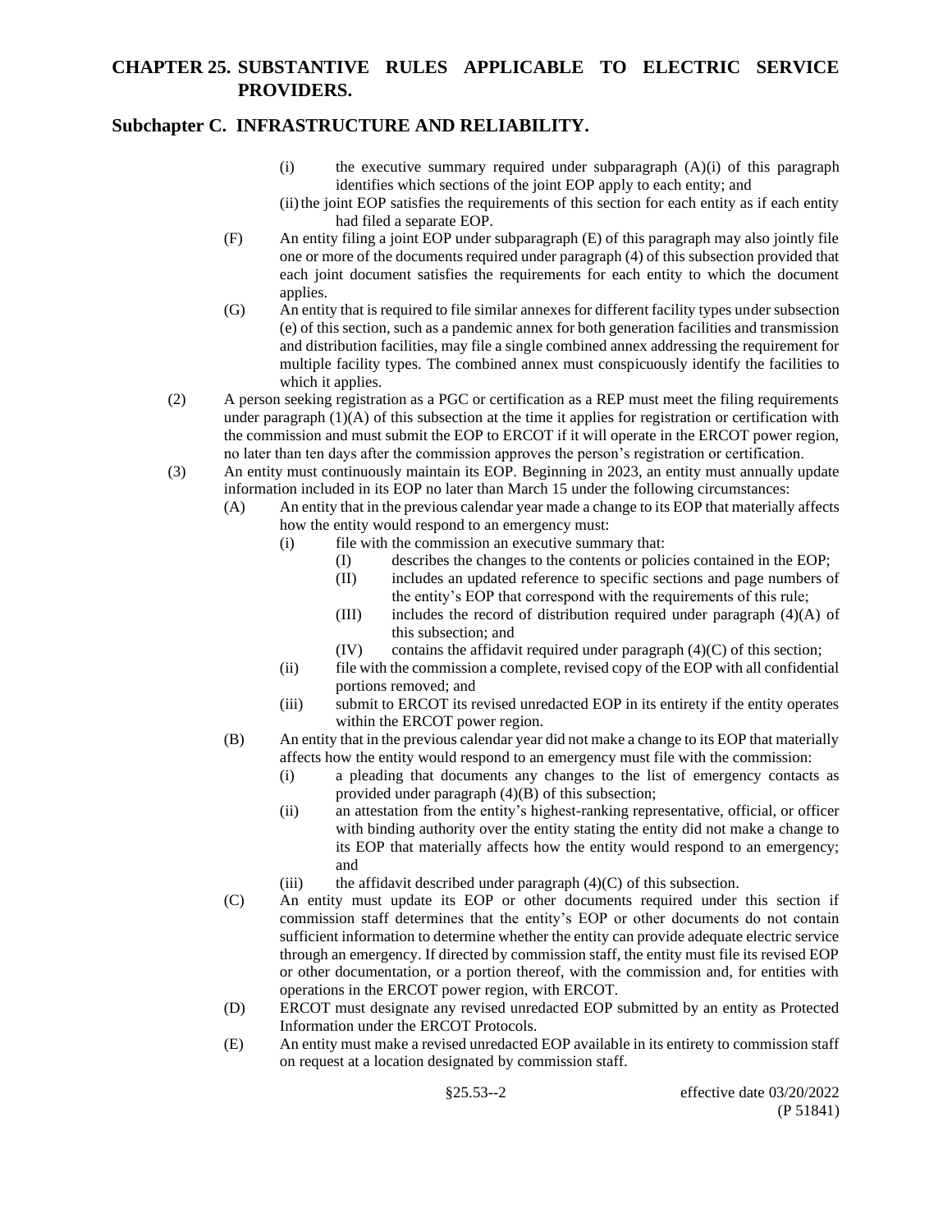(i) the executive summary required under subparagraph (A)(i) of this paragraph identifies which sections of the joint EOP apply to each entity; and

(ii) the joint EOP satisfies the requirements of this section for each entity as if each entity had filed a separate EOP.

(F) An entity filing a joint EOP under subparagraph (E) of this paragraph may also jointly file one or more of the documents required under paragraph (4) of this subsection provided that each joint document satisfies the requirements for each entity to which the document applies.

(G) An entity that is required to file similar annexes for different facility types under subsection (e) of this section, such as a pandemic annex for both generation facilities and transmission and distribution facilities, may file a single combined annex addressing the requirement for multiple facility types. The combined annex must conspicuously identify the facilities to which it applies.

(2) A person seeking registration as a PGC or certification as a REP must meet the filing requirements under paragraph (1)(A) of this subsection at the time it applies for registration or certification with the commission and must submit the EOP to ERCOT if it will operate in the ERCOT power region, no later than ten days after the commission approves the person's registration or certification.

(3) An entity must continuously maintain its EOP. Beginning in 2023, an entity must annually update information included in its EOP no later than March 15 under the following circumstances:

(A) An entity that in the previous calendar year made a change to its EOP that materially affects how the entity would respond to an emergency must:

(i) file with the commission an executive summary that:

(I) describes the changes to the contents or policies contained in the EOP;

(II) includes an updated reference to specific sections and page numbers of the entity's EOP that correspond with the requirements of this rule;

(III) includes the record of distribution required under paragraph (4)(A) of this subsection; and

(IV) contains the affidavit required under paragraph (4)(C) of this section;

(ii) file with the commission a complete, revised copy of the EOP with all confidential portions removed; and

(iii) submit to ERCOT its revised unredacted EOP in its entirety if the entity operates within the ERCOT power region.

(B) An entity that in the previous calendar year did not make a change to its EOP that materially affects how the entity would respond to an emergency must file with the commission:

(i) a pleading that documents any changes to the list of emergency contacts as provided under paragraph (4)(B) of this subsection;

(ii) an attestation from the entity's highest-ranking representative, official, or officer with binding authority over the entity stating the entity did not make a change to its EOP that materially affects how the entity would respond to an emergency; and

(iii) the affidavit described under paragraph (4)(C) of this subsection.

(C) An entity must update its EOP or other documents required under this section if commission staff determines that the entity's EOP or other documents do not contain sufficient information to determine whether the entity can provide adequate electric service through an emergency. If directed by commission staff, the entity must file its revised EOP or other documentation, or a portion thereof, with the commission and, for entities with operations in the ERCOT power region, with ERCOT.

(D) ERCOT must designate any revised unredacted EOP submitted by an entity as Protected Information under the ERCOT Protocols.

(E) An entity must make a revised unredacted EOP available in its entirety to commission staff on request at a location designated by commission staff.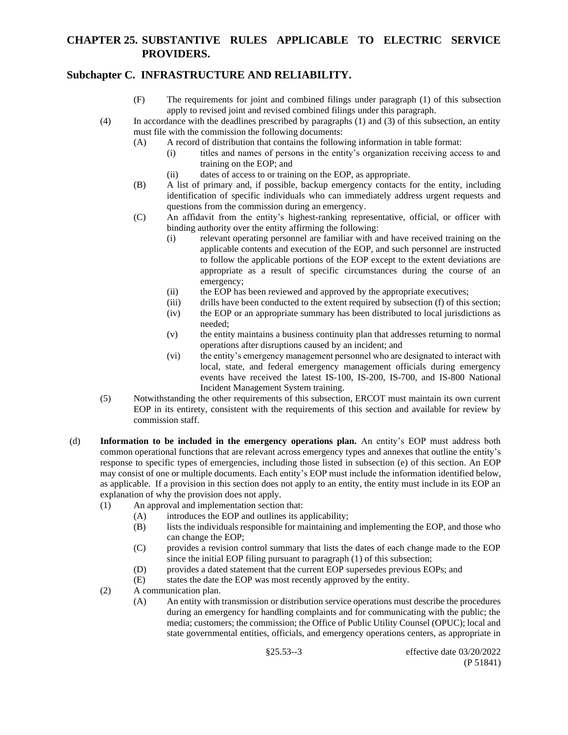(F) The requirements for joint and combined filings under paragraph (1) of this subsection apply to revised joint and revised combined filings under this paragraph.

(4) In accordance with the deadlines prescribed by paragraphs (1) and (3) of this subsection, an entity must file with the commission the following documents:

(A) A record of distribution that contains the following information in table format:

(i) titles and names of persons in the entity's organization receiving access to and training on the EOP; and

(ii) dates of access to or training on the EOP, as appropriate.

(B) A list of primary and, if possible, backup emergency contacts for the entity, including identification of specific individuals who can immediately address urgent requests and questions from the commission during an emergency.

(C) An affidavit from the entity's highest-ranking representative, official, or officer with binding authority over the entity affirming the following:

(i) relevant operating personnel are familiar with and have received training on the applicable contents and execution of the EOP, and such personnel are instructed to follow the applicable portions of the EOP except to the extent deviations are appropriate as a result of specific circumstances during the course of an emergency;

(ii) the EOP has been reviewed and approved by the appropriate executives;

(iii) drills have been conducted to the extent required by subsection (f) of this section;

(iv) the EOP or an appropriate summary has been distributed to local jurisdictions as needed;

(v) the entity maintains a business continuity plan that addresses returning to normal operations after disruptions caused by an incident; and

(vi) the entity's emergency management personnel who are designated to interact with local, state, and federal emergency management officials during emergency events have received the latest IS-100, IS-200, IS-700, and IS-800 National Incident Management System training.

(5) Notwithstanding the other requirements of this subsection, ERCOT must maintain its own current EOP in its entirety, consistent with the requirements of this section and available for review by commission staff.

(d) **Information to be included in the emergency operations plan.** An entity's EOP must address both common operational functions that are relevant across emergency types and annexes that outline the entity's response to specific types of emergencies, including those listed in subsection (e) of this section. An EOP may consist of one or multiple documents. Each entity's EOP must include the information identified below, as applicable. If a provision in this section does not apply to an entity, the entity must include in its EOP an explanation of why the provision does not apply.

(1) An approval and implementation section that:

(A) introduces the EOP and outlines its applicability;

(B) lists the individuals responsible for maintaining and implementing the EOP, and those who can change the EOP;

(C) provides a revision control summary that lists the dates of each change made to the EOP since the initial EOP filing pursuant to paragraph (1) of this subsection;

(D) provides a dated statement that the current EOP supersedes previous EOPs; and

(E) states the date the EOP was most recently approved by the entity.

(2) A communication plan.

(A) An entity with transmission or distribution service operations must describe the procedures during an emergency for handling complaints and for communicating with the public; the media; customers; the commission; the Office of Public Utility Counsel (OPUC); local and state governmental entities, officials, and emergency operations centers, as appropriate in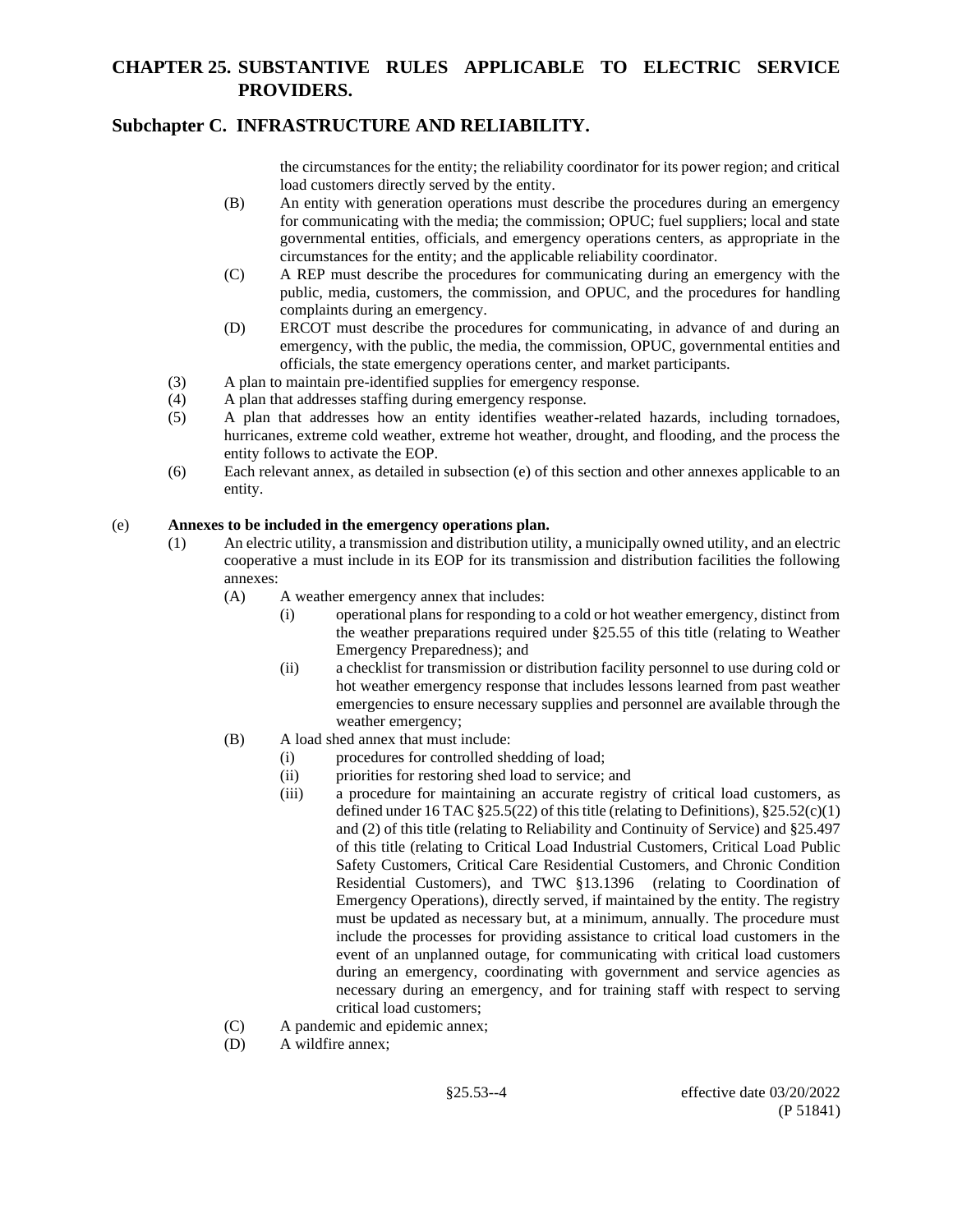the circumstances for the entity; the reliability coordinator for its power region; and critical load customers directly served by the entity.

(B) An entity with generation operations must describe the procedures during an emergency for communicating with the media; the commission; OPUC; fuel suppliers; local and state governmental entities, officials, and emergency operations centers, as appropriate in the circumstances for the entity; and the applicable reliability coordinator.

(C) A REP must describe the procedures for communicating during an emergency with the public, media, customers, the commission, and OPUC, and the procedures for handling complaints during an emergency.

(D) ERCOT must describe the procedures for communicating, in advance of and during an emergency, with the public, the media, the commission, OPUC, governmental entities and officials, the state emergency operations center, and market participants.

(3) A plan to maintain pre-identified supplies for emergency response.

(4) A plan that addresses staffing during emergency response.

(5) A plan that addresses how an entity identifies weather-related hazards, including tornadoes, hurricanes, extreme cold weather, extreme hot weather, drought, and flooding, and the process the entity follows to activate the EOP.

(6) Each relevant annex, as detailed in subsection (e) of this section and other annexes applicable to an entity.

(e) **Annexes to be included in the emergency operations plan.**

(1) An electric utility, a transmission and distribution utility, a municipally owned utility, and an electric cooperative a must include in its EOP for its transmission and distribution facilities the following annexes:

(A) A weather emergency annex that includes:

(i) operational plans for responding to a cold or hot weather emergency, distinct from the weather preparations required under §25.55 of this title (relating to Weather Emergency Preparedness); and

(ii) a checklist for transmission or distribution facility personnel to use during cold or hot weather emergency response that includes lessons learned from past weather emergencies to ensure necessary supplies and personnel are available through the weather emergency;

(B) A load shed annex that must include:

(i) procedures for controlled shedding of load;

(ii) priorities for restoring shed load to service; and

(iii) a procedure for maintaining an accurate registry of critical load customers, as defined under 16 TAC §25.5(22) of this title (relating to Definitions), §25.52(c)(1) and (2) of this title (relating to Reliability and Continuity of Service) and §25.497 of this title (relating to Critical Load Industrial Customers, Critical Load Public Safety Customers, Critical Care Residential Customers, and Chronic Condition Residential Customers), and TWC §13.1396 (relating to Coordination of Emergency Operations), directly served, if maintained by the entity. The registry must be updated as necessary but, at a minimum, annually. The procedure must include the processes for providing assistance to critical load customers in the event of an unplanned outage, for communicating with critical load customers during an emergency, coordinating with government and service agencies as necessary during an emergency, and for training staff with respect to serving critical load customers;

(C) A pandemic and epidemic annex;

(D) A wildfire annex;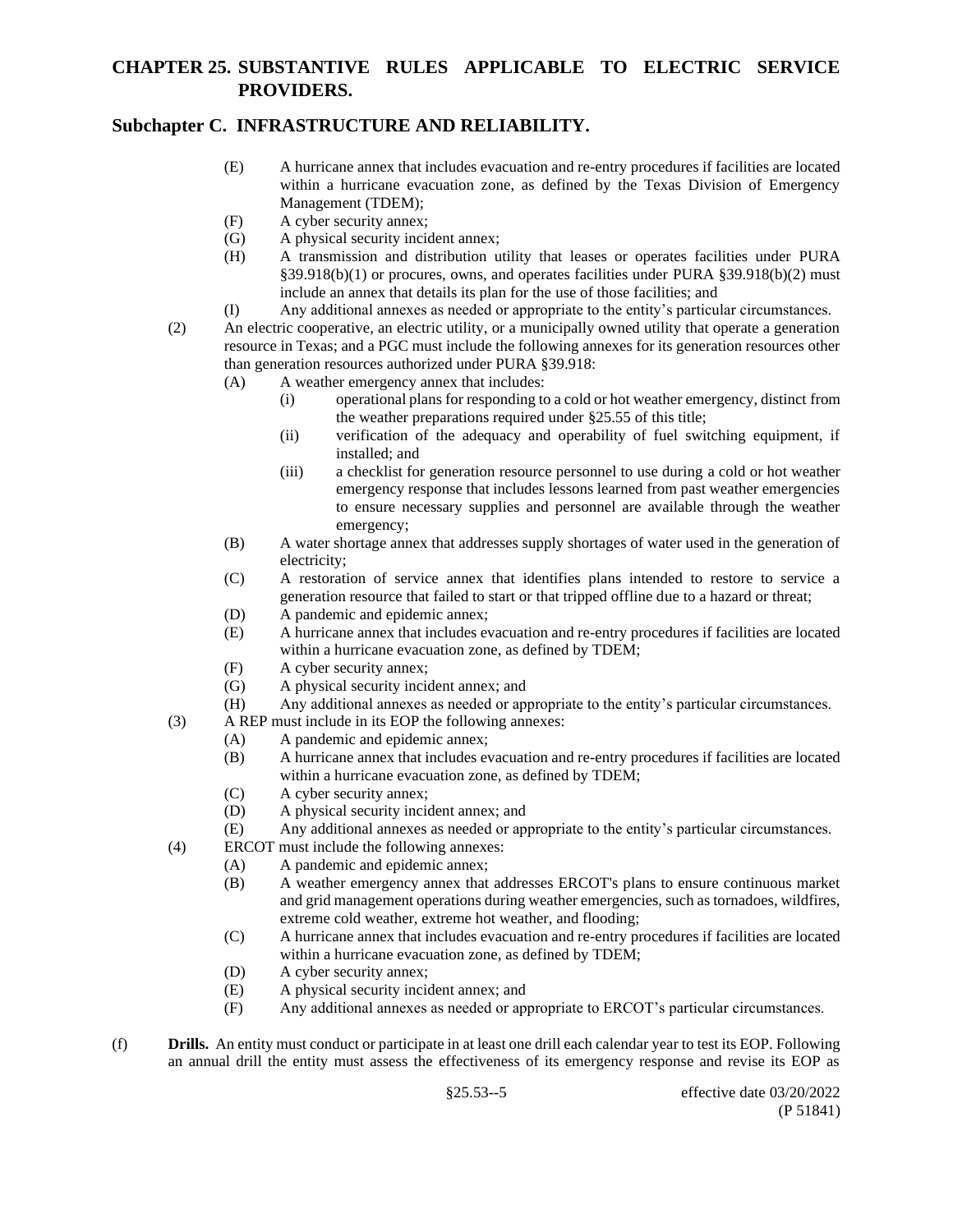(E) A hurricane annex that includes evacuation and re-entry procedures if facilities are located within a hurricane evacuation zone, as defined by the Texas Division of Emergency Management (TDEM);

(F) A cyber security annex;

(G) A physical security incident annex;

(H) A transmission and distribution utility that leases or operates facilities under PURA §39.918(b)(1) or procures, owns, and operates facilities under PURA §39.918(b)(2) must include an annex that details its plan for the use of those facilities; and

(I) Any additional annexes as needed or appropriate to the entity's particular circumstances.

(2) An electric cooperative, an electric utility, or a municipally owned utility that operate a generation resource in Texas; and a PGC must include the following annexes for its generation resources other than generation resources authorized under PURA §39.918:

(A) A weather emergency annex that includes:

(i) operational plans for responding to a cold or hot weather emergency, distinct from the weather preparations required under §25.55 of this title;

(ii) verification of the adequacy and operability of fuel switching equipment, if installed; and

(iii) a checklist for generation resource personnel to use during a cold or hot weather emergency response that includes lessons learned from past weather emergencies to ensure necessary supplies and personnel are available through the weather emergency;

(B) A water shortage annex that addresses supply shortages of water used in the generation of electricity;

(C) A restoration of service annex that identifies plans intended to restore to service a generation resource that failed to start or that tripped offline due to a hazard or threat;

(D) A pandemic and epidemic annex;

(E) A hurricane annex that includes evacuation and re-entry procedures if facilities are located within a hurricane evacuation zone, as defined by TDEM;

(F) A cyber security annex;

(G) A physical security incident annex; and

(H) Any additional annexes as needed or appropriate to the entity's particular circumstances.

(3) A REP must include in its EOP the following annexes:

(A) A pandemic and epidemic annex;

(B) A hurricane annex that includes evacuation and re-entry procedures if facilities are located within a hurricane evacuation zone, as defined by TDEM;

(C) A cyber security annex;

(D) A physical security incident annex; and

(E) Any additional annexes as needed or appropriate to the entity's particular circumstances.

(4) ERCOT must include the following annexes:

(A) A pandemic and epidemic annex;

(B) A weather emergency annex that addresses ERCOT's plans to ensure continuous market and grid management operations during weather emergencies, such as tornadoes, wildfires, extreme cold weather, extreme hot weather, and flooding;

(C) A hurricane annex that includes evacuation and re-entry procedures if facilities are located within a hurricane evacuation zone, as defined by TDEM;

(D) A cyber security annex;

(E) A physical security incident annex; and

(F) Any additional annexes as needed or appropriate to ERCOT's particular circumstances.

(f) **Drills.** An entity must conduct or participate in at least one drill each calendar year to test its EOP. Following an annual drill the entity must assess the effectiveness of its emergency response and revise its EOP as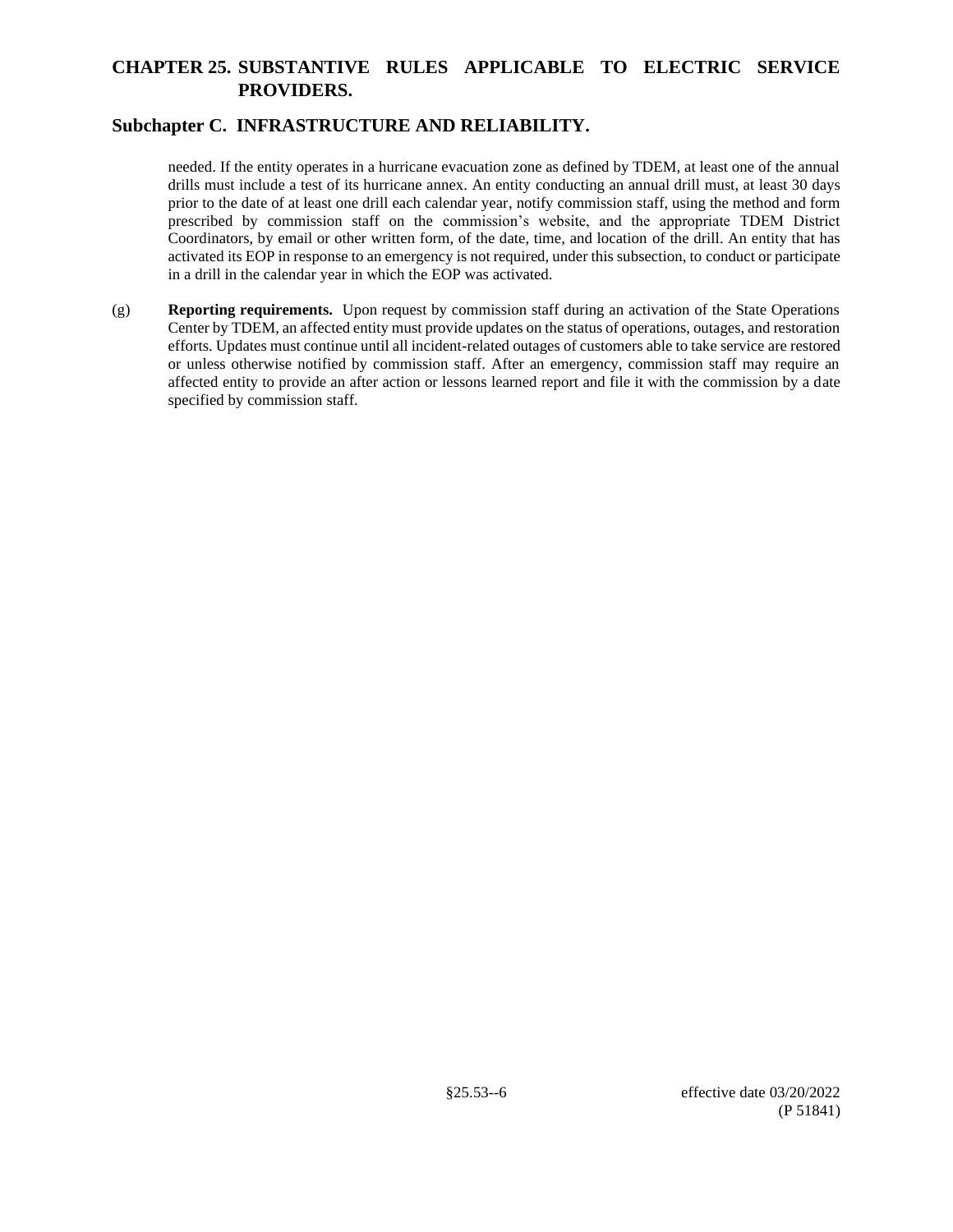needed. If the entity operates in a hurricane evacuation zone as defined by TDEM, at least one of the annual drills must include a test of its hurricane annex. An entity conducting an annual drill must, at least 30 days prior to the date of at least one drill each calendar year, notify commission staff, using the method and form prescribed by commission staff on the commission's website, and the appropriate TDEM District Coordinators, by email or other written form, of the date, time, and location of the drill. An entity that has activated its EOP in response to an emergency is not required, under this subsection, to conduct or participate in a drill in the calendar year in which the EOP was activated.

(g) **Reporting requirements.** Upon request by commission staff during an activation of the State Operations Center by TDEM, an affected entity must provide updates on the status of operations, outages, and restoration efforts. Updates must continue until all incident-related outages of customers able to take service are restored or unless otherwise notified by commission staff. After an emergency, commission staff may require an affected entity to provide an after action or lessons learned report and file it with the commission by a date specified by commission staff.